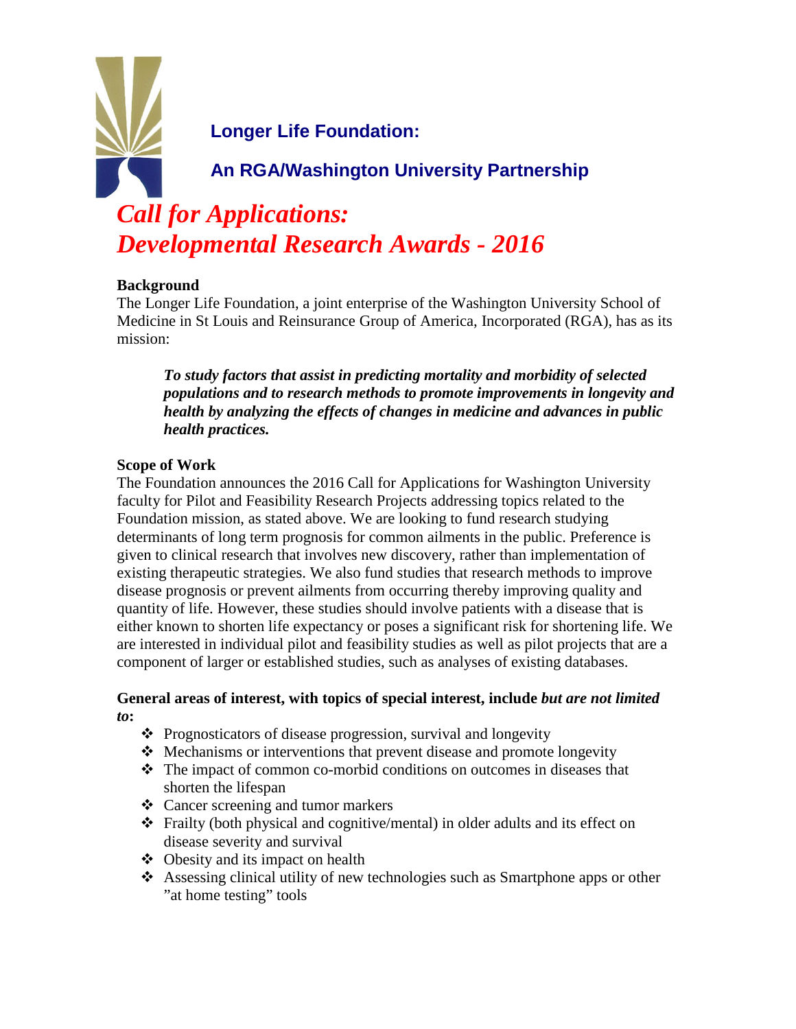## Longer Life Foundation:

## An RGA/Washington University Partnership

# *Call for Applications: Developmental Research Awards - 2016*

**Background**

The Longer Life Foundation, a joint enterprise of the Washington University School of Medicine in St Louis and Reinsurance Group of America, Incorporated (RGA), has as its mission:

> ***To study factors that assist in predicting mortality and morbidity of selected populations and to research methods to promote improvements in longevity and health by analyzing the effects of changes in medicine and advances in public health practices.***

**Scope of Work**

The Foundation announces the 2016 Call for Applications for Washington University faculty for Pilot and Feasibility Research Projects addressing topics related to the Foundation mission, as stated above. We are looking to fund research studying determinants of long term prognosis for common ailments in the public. Preference is given to clinical research that involves new discovery, rather than implementation of existing therapeutic strategies. We also fund studies that research methods to improve disease prognosis or prevent ailments from occurring thereby improving quality and quantity of life. However, these studies should involve patients with a disease that is either known to shorten life expectancy or poses a significant risk for shortening life. We are interested in individual pilot and feasibility studies as well as pilot projects that are a component of larger or established studies, such as analyses of existing databases.

**General areas of interest, with topics of special interest, include *but are not limited to*:**

- Prognosticators of disease progression, survival and longevity
- Mechanisms or interventions that prevent disease and promote longevity
- The impact of common co-morbid conditions on outcomes in diseases that shorten the lifespan
- Cancer screening and tumor markers
- Frailty (both physical and cognitive/mental) in older adults and its effect on disease severity and survival
- Obesity and its impact on health
- Assessing clinical utility of new technologies such as Smartphone apps or other "at home testing" tools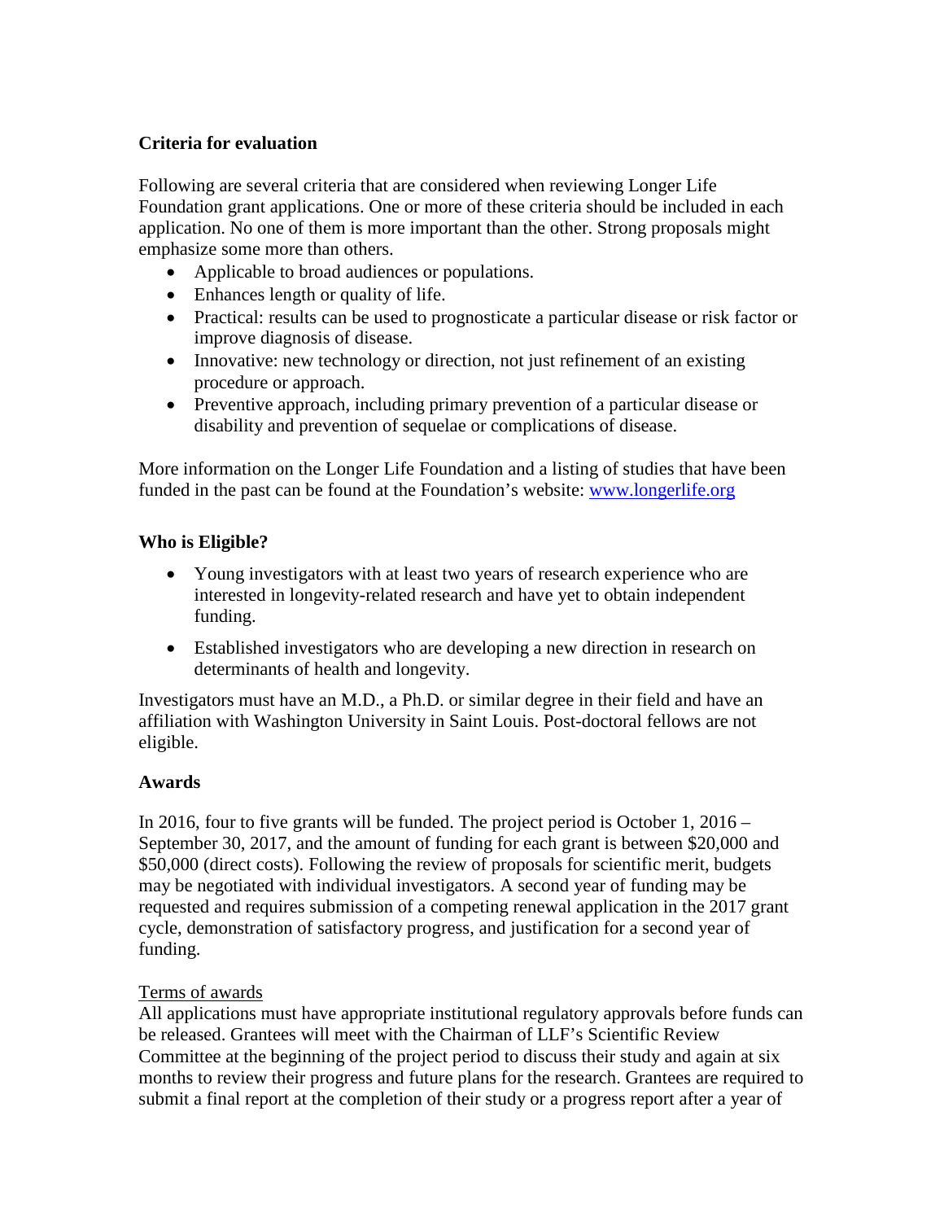**Criteria for evaluation**

Following are several criteria that are considered when reviewing Longer Life Foundation grant applications. One or more of these criteria should be included in each application. No one of them is more important than the other. Strong proposals might emphasize some more than others.

- Applicable to broad audiences or populations.
- Enhances length or quality of life.
- Practical: results can be used to prognosticate a particular disease or risk factor or improve diagnosis of disease.
- Innovative: new technology or direction, not just refinement of an existing procedure or approach.
- Preventive approach, including primary prevention of a particular disease or disability and prevention of sequelae or complications of disease.

More information on the Longer Life Foundation and a listing of studies that have been funded in the past can be found at the Foundation's website: www.longerlife.org

**Who is Eligible?**

- Young investigators with at least two years of research experience who are interested in longevity-related research and have yet to obtain independent funding.
- Established investigators who are developing a new direction in research on determinants of health and longevity.

Investigators must have an M.D., a Ph.D. or similar degree in their field and have an affiliation with Washington University in Saint Louis. Post-doctoral fellows are not eligible.

**Awards**

In 2016, four to five grants will be funded. The project period is October 1, 2016 – September 30, 2017, and the amount of funding for each grant is between $20,000 and $50,000 (direct costs). Following the review of proposals for scientific merit, budgets may be negotiated with individual investigators. A second year of funding may be requested and requires submission of a competing renewal application in the 2017 grant cycle, demonstration of satisfactory progress, and justification for a second year of funding.

Terms of awards

All applications must have appropriate institutional regulatory approvals before funds can be released. Grantees will meet with the Chairman of LLF's Scientific Review Committee at the beginning of the project period to discuss their study and again at six months to review their progress and future plans for the research. Grantees are required to submit a final report at the completion of their study or a progress report after a year of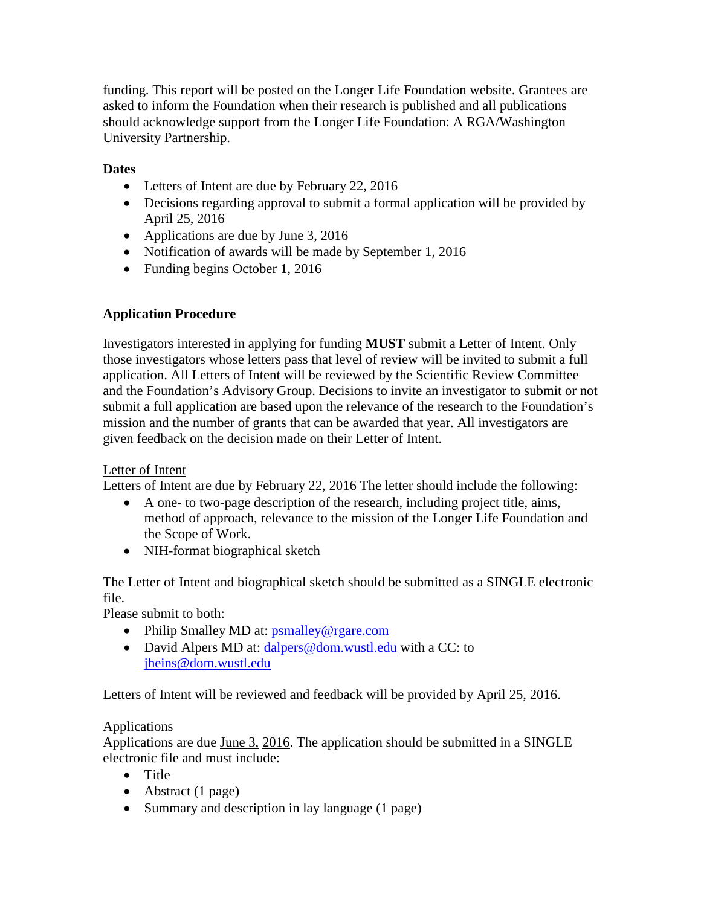funding. This report will be posted on the Longer Life Foundation website. Grantees are asked to inform the Foundation when their research is published and all publications should acknowledge support from the Longer Life Foundation: A RGA/Washington University Partnership.

**Dates**

- Letters of Intent are due by February 22, 2016
- Decisions regarding approval to submit a formal application will be provided by April 25, 2016
- Applications are due by June 3, 2016
- Notification of awards will be made by September 1, 2016
- Funding begins October 1, 2016

**Application Procedure**

Investigators interested in applying for funding **MUST** submit a Letter of Intent. Only those investigators whose letters pass that level of review will be invited to submit a full application. All Letters of Intent will be reviewed by the Scientific Review Committee and the Foundation's Advisory Group. Decisions to invite an investigator to submit or not submit a full application are based upon the relevance of the research to the Foundation's mission and the number of grants that can be awarded that year. All investigators are given feedback on the decision made on their Letter of Intent.

Letter of Intent

Letters of Intent are due by February 22, 2016 The letter should include the following:

- A one- to two-page description of the research, including project title, aims, method of approach, relevance to the mission of the Longer Life Foundation and the Scope of Work.
- NIH-format biographical sketch

The Letter of Intent and biographical sketch should be submitted as a SINGLE electronic file.

Please submit to both:

- Philip Smalley MD at: psmalley@rgare.com
- David Alpers MD at: dalpers@dom.wustl.edu with a CC: to jheins@dom.wustl.edu

Letters of Intent will be reviewed and feedback will be provided by April 25, 2016.

Applications

Applications are due June 3, 2016. The application should be submitted in a SINGLE electronic file and must include:

- Title
- Abstract (1 page)
- Summary and description in lay language (1 page)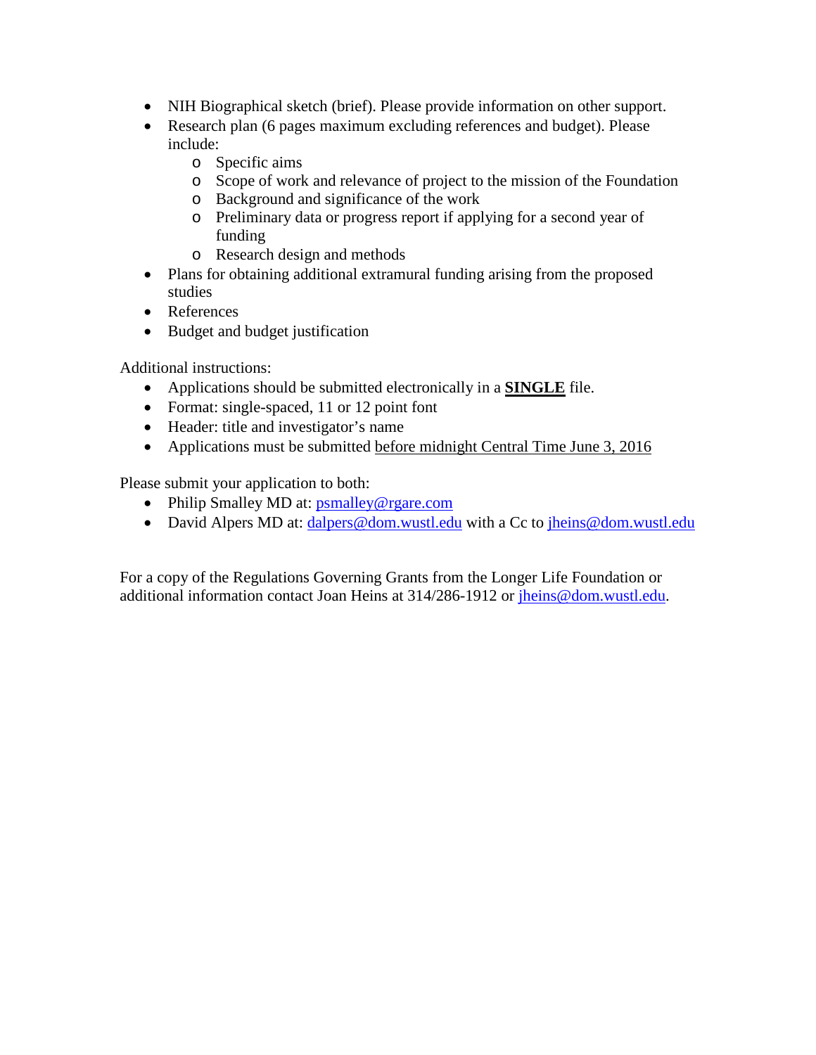- NIH Biographical sketch (brief). Please provide information on other support.
- Research plan (6 pages maximum excluding references and budget). Please include:
  - Specific aims
  - Scope of work and relevance of project to the mission of the Foundation
  - Background and significance of the work
  - Preliminary data or progress report if applying for a second year of funding
  - Research design and methods
- Plans for obtaining additional extramural funding arising from the proposed studies
- References
- Budget and budget justification

Additional instructions:

- Applications should be submitted electronically in a **SINGLE** file.
- Format: single-spaced, 11 or 12 point font
- Header: title and investigator's name
- Applications must be submitted before midnight Central Time June 3, 2016

Please submit your application to both:

- Philip Smalley MD at: psmalley@rgare.com
- David Alpers MD at: dalpers@dom.wustl.edu with a Cc to jheins@dom.wustl.edu

For a copy of the Regulations Governing Grants from the Longer Life Foundation or additional information contact Joan Heins at 314/286-1912 or jheins@dom.wustl.edu.